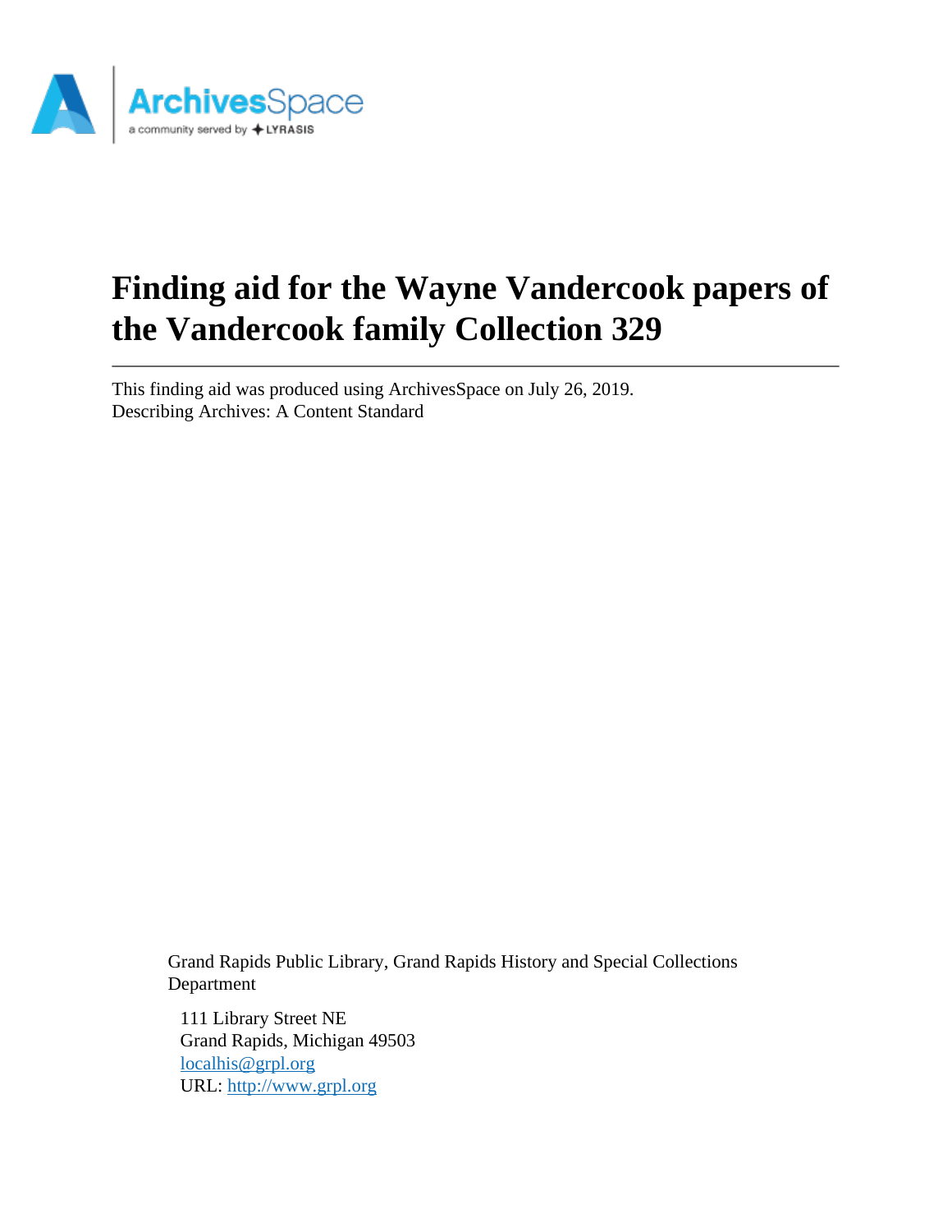# Finding aid for the Wayne Vandercook papers of the Vandercook family Collection 329

This finding aid was produced using ArchivesSpace on July 26, 2019.
Describing Archives: A Content Standard

Grand Rapids Public Library, Grand Rapids History and Special Collections Department

111 Library Street NE
Grand Rapids, Michigan 49503
[localhis@grpl.org](mailto:localhis@grpl.org)
URL: [http://www.grpl.org](http://www.grpl.org)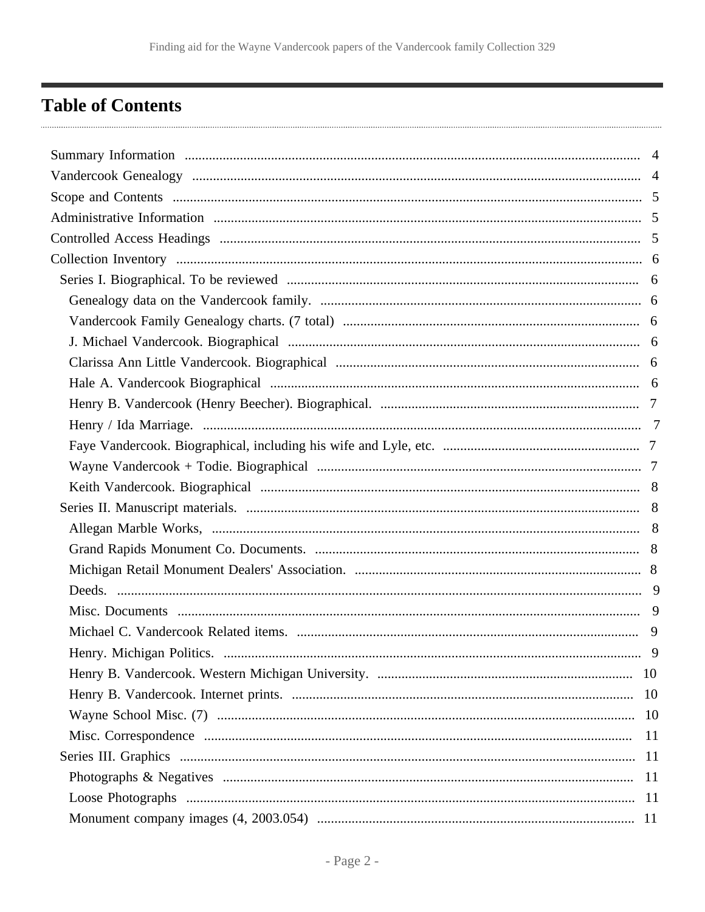## Table of Contents

- Summary Information ..... 4
- Vandercook Genealogy ..... 4
- Scope and Contents ..... 5
- Administrative Information ..... 5
- Controlled Access Headings ..... 5
- Collection Inventory ..... 6
  - Series I. Biographical. To be reviewed ..... 6
    - Genealogy data on the Vandercook family. ..... 6
    - Vandercook Family Genealogy charts. (7 total) ..... 6
    - J. Michael Vandercook. Biographical ..... 6
    - Clarissa Ann Little Vandercook. Biographical ..... 6
    - Hale A. Vandercook Biographical ..... 6
    - Henry B. Vandercook (Henry Beecher). Biographical. ..... 7
    - Henry / Ida Marriage. ..... 7
    - Faye Vandercook. Biographical, including his wife and Lyle, etc. ..... 7
    - Wayne Vandercook + Todie. Biographical ..... 7
    - Keith Vandercook. Biographical ..... 8
  - Series II. Manuscript materials. ..... 8
    - Allegan Marble Works, ..... 8
    - Grand Rapids Monument Co. Documents. ..... 8
    - Michigan Retail Monument Dealers' Association. ..... 8
    - Deeds. ..... 9
    - Misc. Documents ..... 9
    - Michael C. Vandercook Related items. ..... 9
    - Henry. Michigan Politics. ..... 9
    - Henry B. Vandercook. Western Michigan University. ..... 10
    - Henry B. Vandercook. Internet prints. ..... 10
    - Wayne School Misc. (7) ..... 10
    - Misc. Correspondence ..... 11
  - Series III. Graphics ..... 11
    - Photographs & Negatives ..... 11
    - Loose Photographs ..... 11
    - Monument company images (4, 2003.054) ..... 11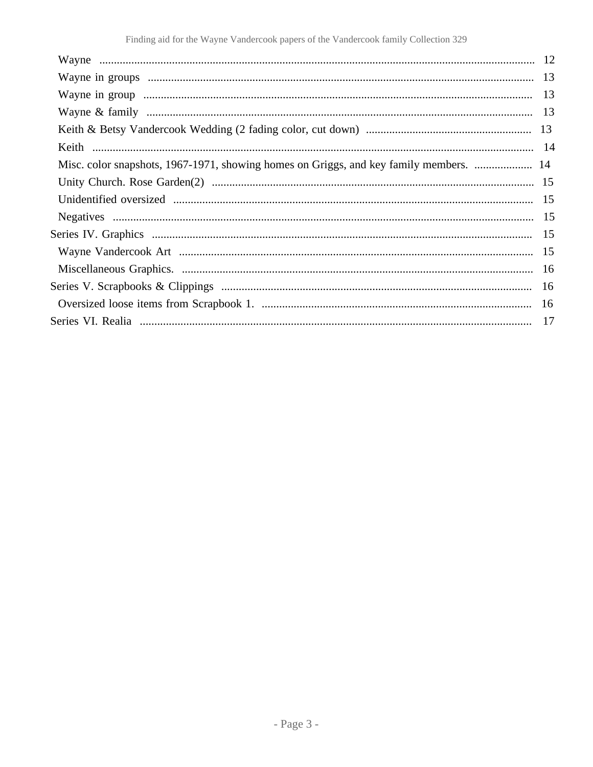- Wayne ..... 12
- Wayne in groups ..... 13
- Wayne in group ..... 13
- Wayne & family ..... 13
- Keith & Betsy Vandercook Wedding (2 fading color, cut down) ..... 13
- Keith ..... 14
- Misc. color snapshots, 1967-1971, showing homes on Griggs, and key family members. ..... 14
- Unity Church. Rose Garden(2) ..... 15
- Unidentified oversized ..... 15
- Negatives ..... 15

Series IV. Graphics ..... 15

- Wayne Vandercook Art ..... 15
- Miscellaneous Graphics. ..... 16

Series V. Scrapbooks & Clippings ..... 16

- Oversized loose items from Scrapbook 1. ..... 16

Series VI. Realia ..... 17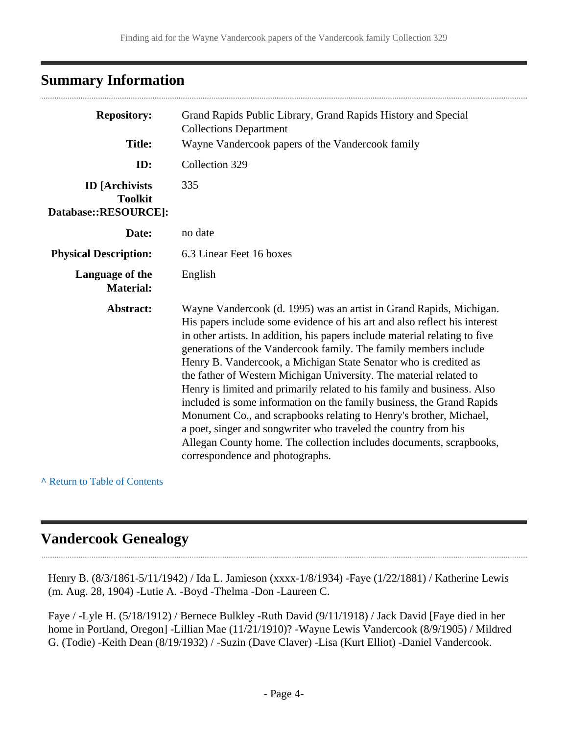## Summary Information

| | |
|---|---|
| **Repository:** | Grand Rapids Public Library, Grand Rapids History and Special Collections Department |
| **Title:** | Wayne Vandercook papers of the Vandercook family |
| **ID:** | Collection 329 |
| **ID [Archivists Toolkit Database::RESOURCE]:** | 335 |
| **Date:** | no date |
| **Physical Description:** | 6.3 Linear Feet 16 boxes |
| **Language of the Material:** | English |
| **Abstract:** | Wayne Vandercook (d. 1995) was an artist in Grand Rapids, Michigan. His papers include some evidence of his art and also reflect his interest in other artists. In addition, his papers include material relating to five generations of the Vandercook family. The family members include Henry B. Vandercook, a Michigan State Senator who is credited as the father of Western Michigan University. The material related to Henry is limited and primarily related to his family and business. Also included is some information on the family business, the Grand Rapids Monument Co., and scrapbooks relating to Henry's brother, Michael, a poet, singer and songwriter who traveled the country from his Allegan County home. The collection includes documents, scrapbooks, correspondence and photographs. |

^ Return to Table of Contents

## Vandercook Genealogy

Henry B. (8/3/1861-5/11/1942) / Ida L. Jamieson (xxxx-1/8/1934) -Faye (1/22/1881) / Katherine Lewis (m. Aug. 28, 1904) -Lutie A. -Boyd -Thelma -Don -Laureen C.

Faye / -Lyle H. (5/18/1912) / Bernece Bulkley -Ruth David (9/11/1918) / Jack David [Faye died in her home in Portland, Oregon] -Lillian Mae (11/21/1910)? -Wayne Lewis Vandercook (8/9/1905) / Mildred G. (Todie) -Keith Dean (8/19/1932) / -Suzin (Dave Claver) -Lisa (Kurt Elliot) -Daniel Vandercook.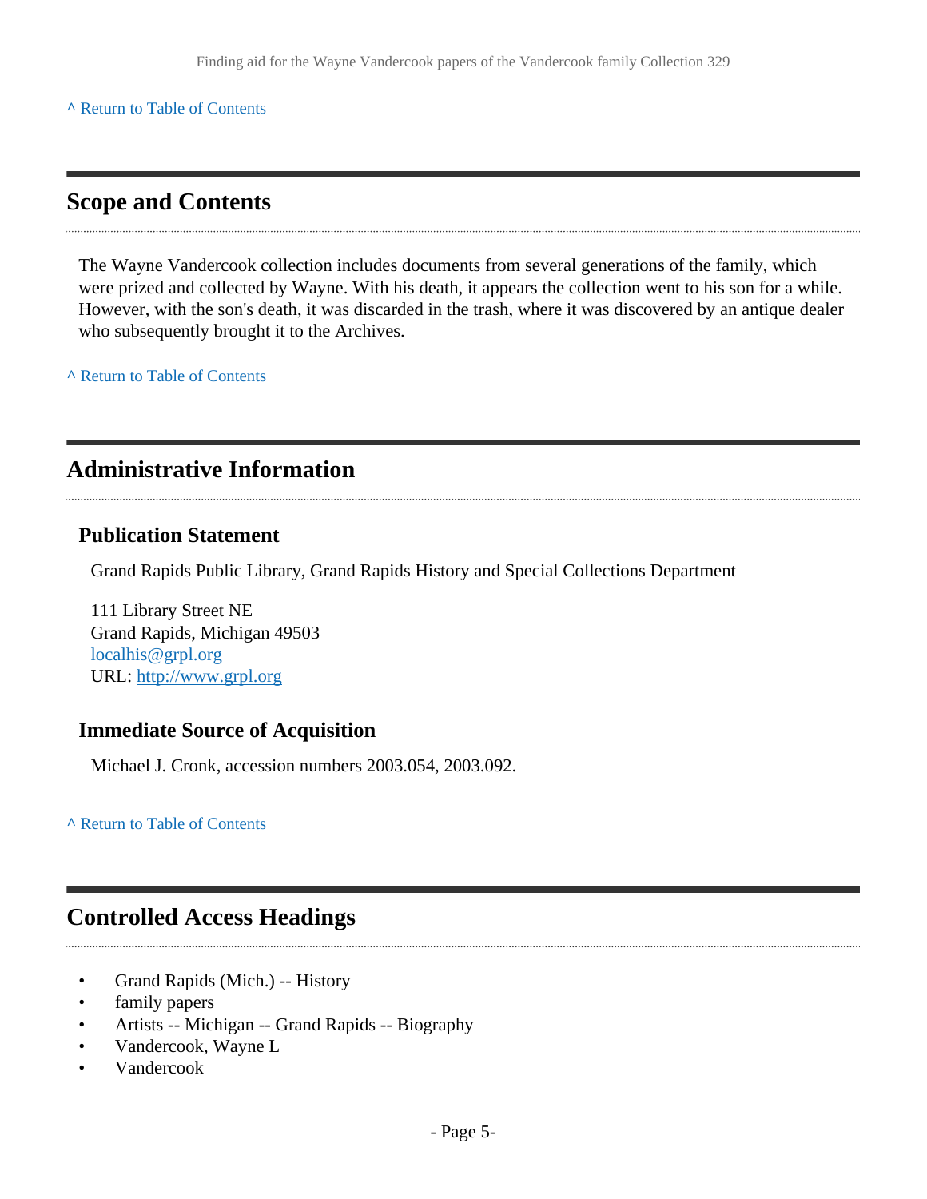^ Return to Table of Contents

## Scope and Contents

The Wayne Vandercook collection includes documents from several generations of the family, which were prized and collected by Wayne. With his death, it appears the collection went to his son for a while. However, with the son's death, it was discarded in the trash, where it was discovered by an antique dealer who subsequently brought it to the Archives.

^ Return to Table of Contents

## Administrative Information

### Publication Statement

Grand Rapids Public Library, Grand Rapids History and Special Collections Department

111 Library Street NE  
Grand Rapids, Michigan 49503  
localhis@grpl.org  
URL: http://www.grpl.org

### Immediate Source of Acquisition

Michael J. Cronk, accession numbers 2003.054, 2003.092.

^ Return to Table of Contents

## Controlled Access Headings

- Grand Rapids (Mich.) -- History
- family papers
- Artists -- Michigan -- Grand Rapids -- Biography
- Vandercook, Wayne L
- Vandercook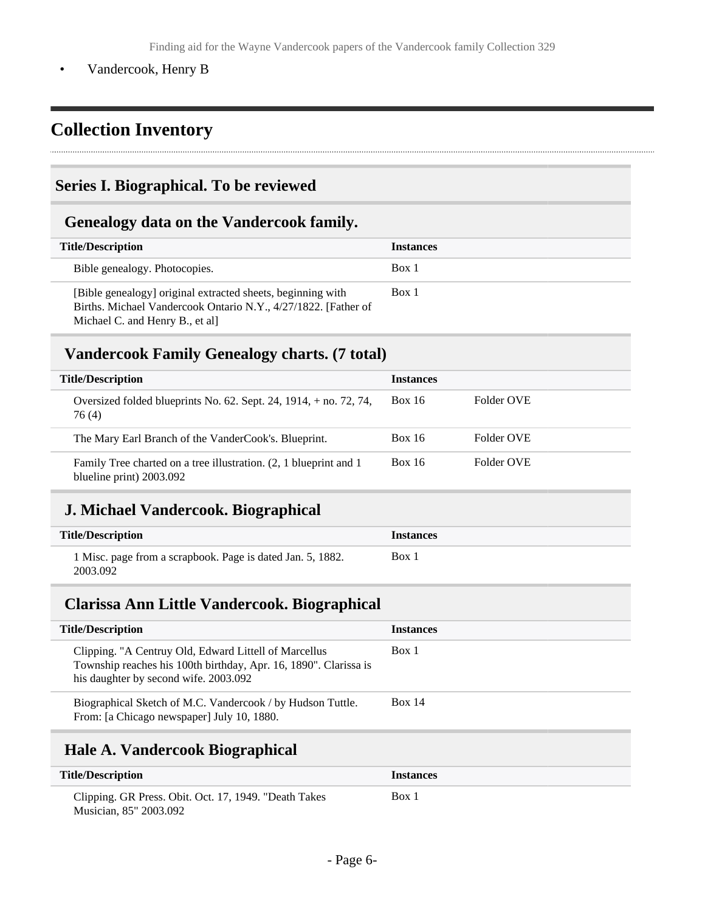- Vandercook, Henry B

## Collection Inventory

### Series I. Biographical. To be reviewed

#### Genealogy data on the Vandercook family.

| Title/Description | Instances | |
|---|---|---|
| Bible genealogy. Photocopies. | Box 1 | |
| [Bible genealogy] original extracted sheets, beginning with Births. Michael Vandercook Ontario N.Y., 4/27/1822. [Father of Michael C. and Henry B., et al] | Box 1 | |

#### Vandercook Family Genealogy charts. (7 total)

| Title/Description | Instances | |
|---|---|---|
| Oversized folded blueprints No. 62. Sept. 24, 1914, + no. 72, 74, 76 (4) | Box 16 | Folder OVE |
| The Mary Earl Branch of the VanderCook's. Blueprint. | Box 16 | Folder OVE |
| Family Tree charted on a tree illustration. (2, 1 blueprint and 1 blueline print) 2003.092 | Box 16 | Folder OVE |

#### J. Michael Vandercook. Biographical

| Title/Description | Instances |
|---|---|
| 1 Misc. page from a scrapbook. Page is dated Jan. 5, 1882. 2003.092 | Box 1 |

#### Clarissa Ann Little Vandercook. Biographical

| Title/Description | Instances |
|---|---|
| Clipping. "A Centruy Old, Edward Littell of Marcellus Township reaches his 100th birthday, Apr. 16, 1890". Clarissa is his daughter by second wife. 2003.092 | Box 1 |
| Biographical Sketch of M.C. Vandercook / by Hudson Tuttle. From: [a Chicago newspaper] July 10, 1880. | Box 14 |

#### Hale A. Vandercook Biographical

| Title/Description | Instances |
|---|---|
| Clipping. GR Press. Obit. Oct. 17, 1949. "Death Takes Musician, 85" 2003.092 | Box 1 |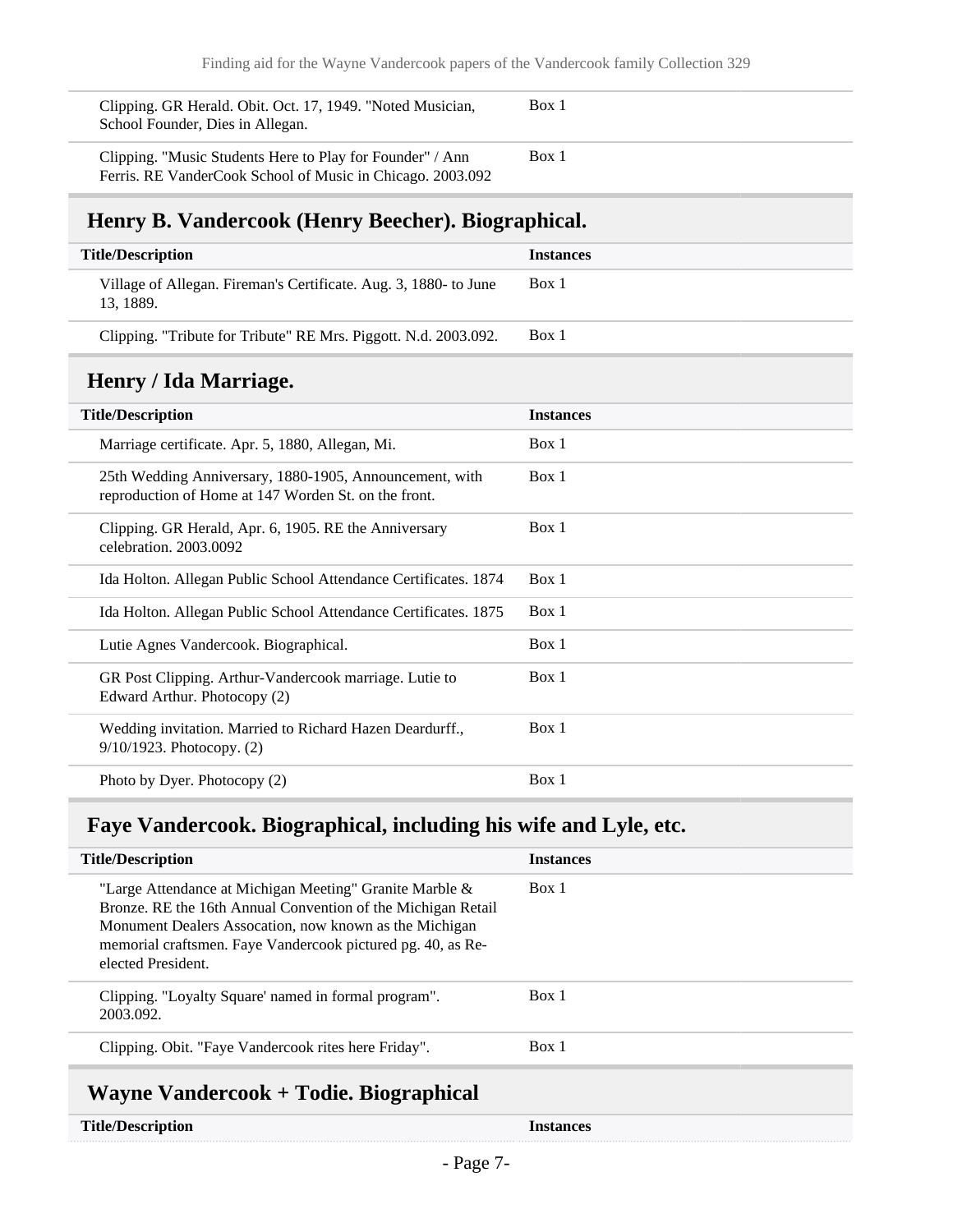| Title/Description | Instances |
| --- | --- |
| Clipping. GR Herald. Obit. Oct. 17, 1949. "Noted Musician, School Founder, Dies in Allegan. | Box 1 |
| Clipping. "Music Students Here to Play for Founder" / Ann Ferris. RE VanderCook School of Music in Chicago. 2003.092 | Box 1 |

## Henry B. Vandercook (Henry Beecher). Biographical.

| Title/Description | Instances |
| --- | --- |
| Village of Allegan. Fireman's Certificate. Aug. 3, 1880- to June 13, 1889. | Box 1 |
| Clipping. "Tribute for Tribute" RE Mrs. Piggott. N.d. 2003.092. | Box 1 |

## Henry / Ida Marriage.

| Title/Description | Instances |
| --- | --- |
| Marriage certificate. Apr. 5, 1880, Allegan, Mi. | Box 1 |
| 25th Wedding Anniversary, 1880-1905, Announcement, with reproduction of Home at 147 Worden St. on the front. | Box 1 |
| Clipping. GR Herald, Apr. 6, 1905. RE the Anniversary celebration. 2003.0092 | Box 1 |
| Ida Holton. Allegan Public School Attendance Certificates. 1874 | Box 1 |
| Ida Holton. Allegan Public School Attendance Certificates. 1875 | Box 1 |
| Lutie Agnes Vandercook. Biographical. | Box 1 |
| GR Post Clipping. Arthur-Vandercook marriage. Lutie to Edward Arthur. Photocopy (2) | Box 1 |
| Wedding invitation. Married to Richard Hazen Deardurff., 9/10/1923. Photocopy. (2) | Box 1 |
| Photo by Dyer. Photocopy (2) | Box 1 |

## Faye Vandercook. Biographical, including his wife and Lyle, etc.

| Title/Description | Instances |
| --- | --- |
| "Large Attendance at Michigan Meeting" Granite Marble & Bronze. RE the 16th Annual Convention of the Michigan Retail Monument Dealers Assocation, now known as the Michigan memorial craftsmen. Faye Vandercook pictured pg. 40, as Re-elected President. | Box 1 |
| Clipping. "Loyalty Square' named in formal program". 2003.092. | Box 1 |
| Clipping. Obit. "Faye Vandercook rites here Friday". | Box 1 |

## Wayne Vandercook + Todie. Biographical

| Title/Description | Instances |
| --- | --- |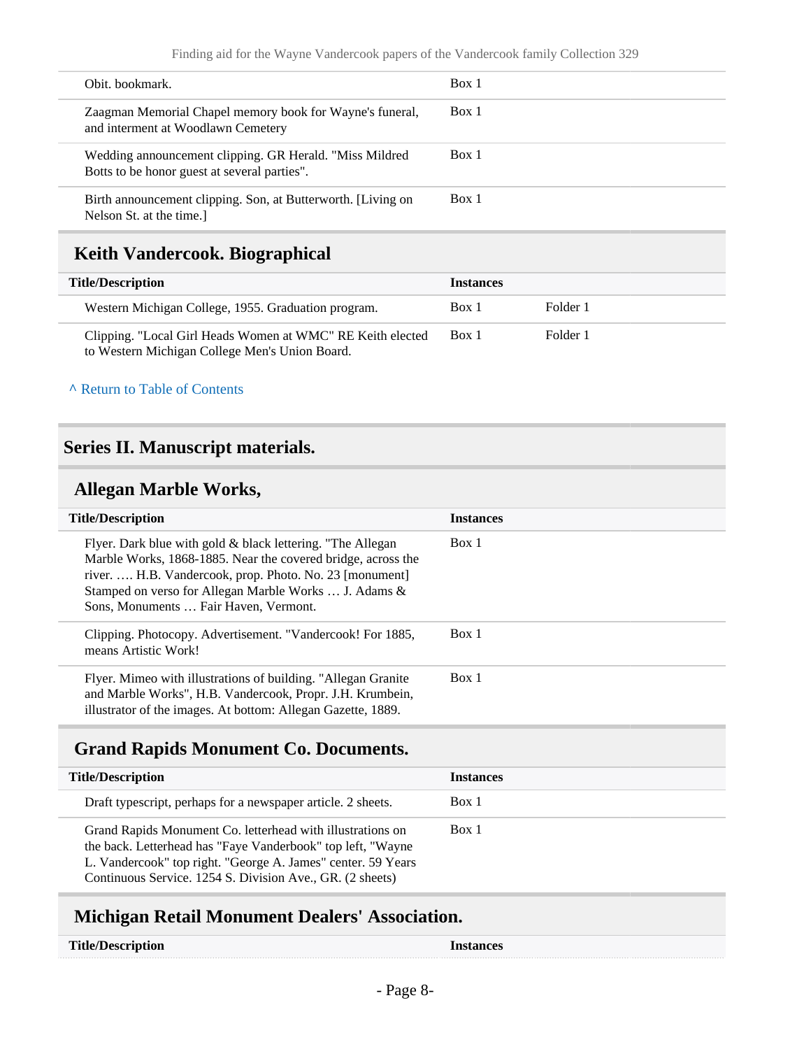| Title/Description | Instances | |
|---|---|---|
| Obit. bookmark. | Box 1 | |
| Zaagman Memorial Chapel memory book for Wayne's funeral, and interment at Woodlawn Cemetery | Box 1 | |
| Wedding announcement clipping. GR Herald. "Miss Mildred Botts to be honor guest at several parties". | Box 1 | |
| Birth announcement clipping. Son, at Butterworth. [Living on Nelson St. at the time.] | Box 1 | |

## Keith Vandercook. Biographical

| Title/Description | Instances | |
|---|---|---|
| Western Michigan College, 1955. Graduation program. | Box 1 | Folder 1 |
| Clipping. "Local Girl Heads Women at WMC" RE Keith elected to Western Michigan College Men's Union Board. | Box 1 | Folder 1 |

^ Return to Table of Contents

# Series II. Manuscript materials.

## Allegan Marble Works,

| Title/Description | Instances |
|---|---|
| Flyer. Dark blue with gold & black lettering. "The Allegan Marble Works, 1868-1885. Near the covered bridge, across the river. …. H.B. Vandercook, prop. Photo. No. 23 [monument] Stamped on verso for Allegan Marble Works … J. Adams & Sons, Monuments … Fair Haven, Vermont. | Box 1 |
| Clipping. Photocopy. Advertisement. "Vandercook! For 1885, means Artistic Work! | Box 1 |
| Flyer. Mimeo with illustrations of building. "Allegan Granite and Marble Works", H.B. Vandercook, Propr. J.H. Krumbein, illustrator of the images. At bottom: Allegan Gazette, 1889. | Box 1 |

## Grand Rapids Monument Co. Documents.

| Title/Description | Instances |
|---|---|
| Draft typescript, perhaps for a newspaper article. 2 sheets. | Box 1 |
| Grand Rapids Monument Co. letterhead with illustrations on the back. Letterhead has "Faye Vanderbook" top left, "Wayne L. Vandercook" top right. "George A. James" center. 59 Years Continuous Service. 1254 S. Division Ave., GR. (2 sheets) | Box 1 |

## Michigan Retail Monument Dealers' Association.

| Title/Description | Instances |
|---|---|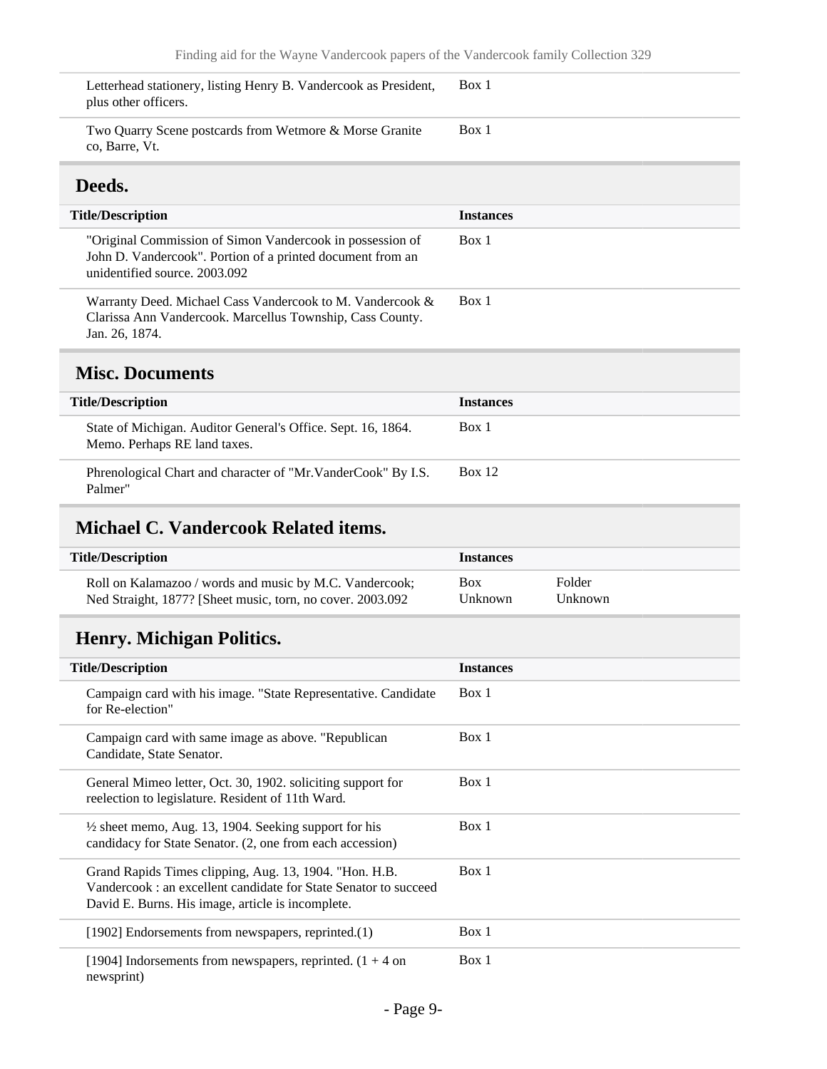| Title/Description | Instances |
|---|---|
| Letterhead stationery, listing Henry B. Vandercook as President, plus other officers. | Box 1 |
| Two Quarry Scene postcards from Wetmore & Morse Granite co, Barre, Vt. | Box 1 |

## Deeds.

| Title/Description | Instances |
|---|---|
| "Original Commission of Simon Vandercook in possession of John D. Vandercook". Portion of a printed document from an unidentified source. 2003.092 | Box 1 |
| Warranty Deed. Michael Cass Vandercook to M. Vandercook & Clarissa Ann Vandercook. Marcellus Township, Cass County. Jan. 26, 1874. | Box 1 |

## Misc. Documents

| Title/Description | Instances |
|---|---|
| State of Michigan. Auditor General's Office. Sept. 16, 1864. Memo. Perhaps RE land taxes. | Box 1 |
| Phrenological Chart and character of "Mr.VanderCook" By I.S. Palmer" | Box 12 |

## Michael C. Vandercook Related items.

| Title/Description | Instances | |
|---|---|---|
| Roll on Kalamazoo / words and music by M.C. Vandercook; Ned Straight, 1877? [Sheet music, torn, no cover. 2003.092 | Box Unknown | Folder Unknown |

## Henry. Michigan Politics.

| Title/Description | Instances |
|---|---|
| Campaign card with his image. "State Representative. Candidate for Re-election" | Box 1 |
| Campaign card with same image as above. "Republican Candidate, State Senator. | Box 1 |
| General Mimeo letter, Oct. 30, 1902. soliciting support for reelection to legislature. Resident of 11th Ward. | Box 1 |
| ½ sheet memo, Aug. 13, 1904. Seeking support for his candidacy for State Senator. (2, one from each accession) | Box 1 |
| Grand Rapids Times clipping, Aug. 13, 1904. "Hon. H.B. Vandercook : an excellent candidate for State Senator to succeed David E. Burns. His image, article is incomplete. | Box 1 |
| [1902] Endorsements from newspapers, reprinted.(1) | Box 1 |
| [1904] Indorsements from newspapers, reprinted. (1 + 4 on newsprint) | Box 1 |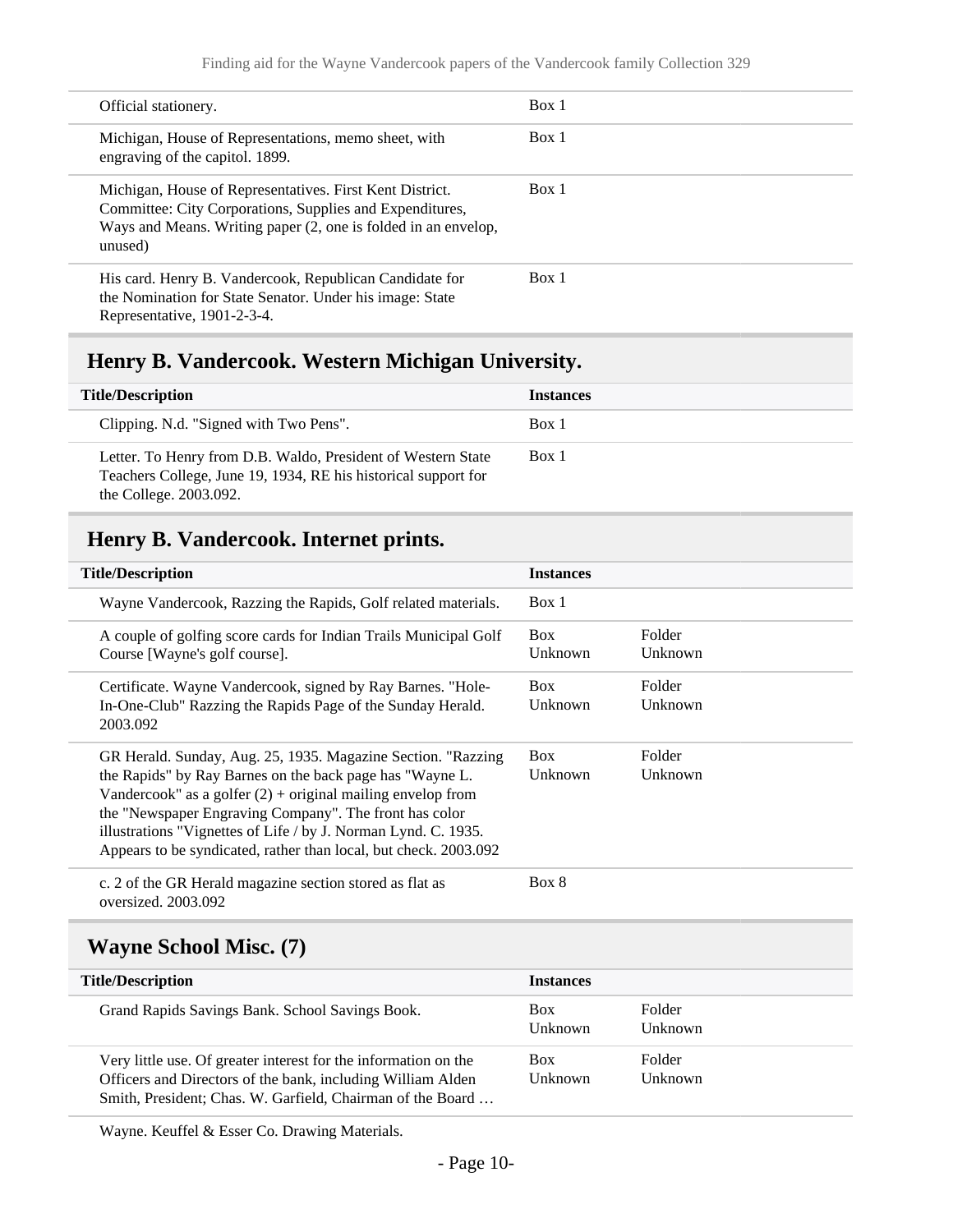| | | |
|---|---|---|
| Official stationery. | Box 1 | |
| Michigan, House of Representations, memo sheet, with engraving of the capitol. 1899. | Box 1 | |
| Michigan, House of Representatives. First Kent District. Committee: City Corporations, Supplies and Expenditures, Ways and Means. Writing paper (2, one is folded in an envelop, unused) | Box 1 | |
| His card. Henry B. Vandercook, Republican Candidate for the Nomination for State Senator. Under his image: State Representative, 1901-2-3-4. | Box 1 | |

## Henry B. Vandercook. Western Michigan University.

| Title/Description | Instances | |
|---|---|---|
| Clipping. N.d. "Signed with Two Pens". | Box 1 | |
| Letter. To Henry from D.B. Waldo, President of Western State Teachers College, June 19, 1934, RE his historical support for the College. 2003.092. | Box 1 | |

## Henry B. Vandercook. Internet prints.

| Title/Description | Instances | |
|---|---|---|
| Wayne Vandercook, Razzing the Rapids, Golf related materials. | Box 1 | |
| A couple of golfing score cards for Indian Trails Municipal Golf Course [Wayne's golf course]. | Box Unknown | Folder Unknown |
| Certificate. Wayne Vandercook, signed by Ray Barnes. "Hole-In-One-Club" Razzing the Rapids Page of the Sunday Herald. 2003.092 | Box Unknown | Folder Unknown |
| GR Herald. Sunday, Aug. 25, 1935. Magazine Section. "Razzing the Rapids" by Ray Barnes on the back page has "Wayne L. Vandercook" as a golfer (2) + original mailing envelop from the "Newspaper Engraving Company". The front has color illustrations "Vignettes of Life / by J. Norman Lynd. C. 1935. Appears to be syndicated, rather than local, but check. 2003.092 | Box Unknown | Folder Unknown |
| c. 2 of the GR Herald magazine section stored as flat as oversized. 2003.092 | Box 8 | |

## Wayne School Misc. (7)

| Title/Description | Instances | |
|---|---|---|
| Grand Rapids Savings Bank. School Savings Book. | Box Unknown | Folder Unknown |
| Very little use. Of greater interest for the information on the Officers and Directors of the bank, including William Alden Smith, President; Chas. W. Garfield, Chairman of the Board … | Box Unknown | Folder Unknown |
| Wayne. Keuffel & Esser Co. Drawing Materials. | | |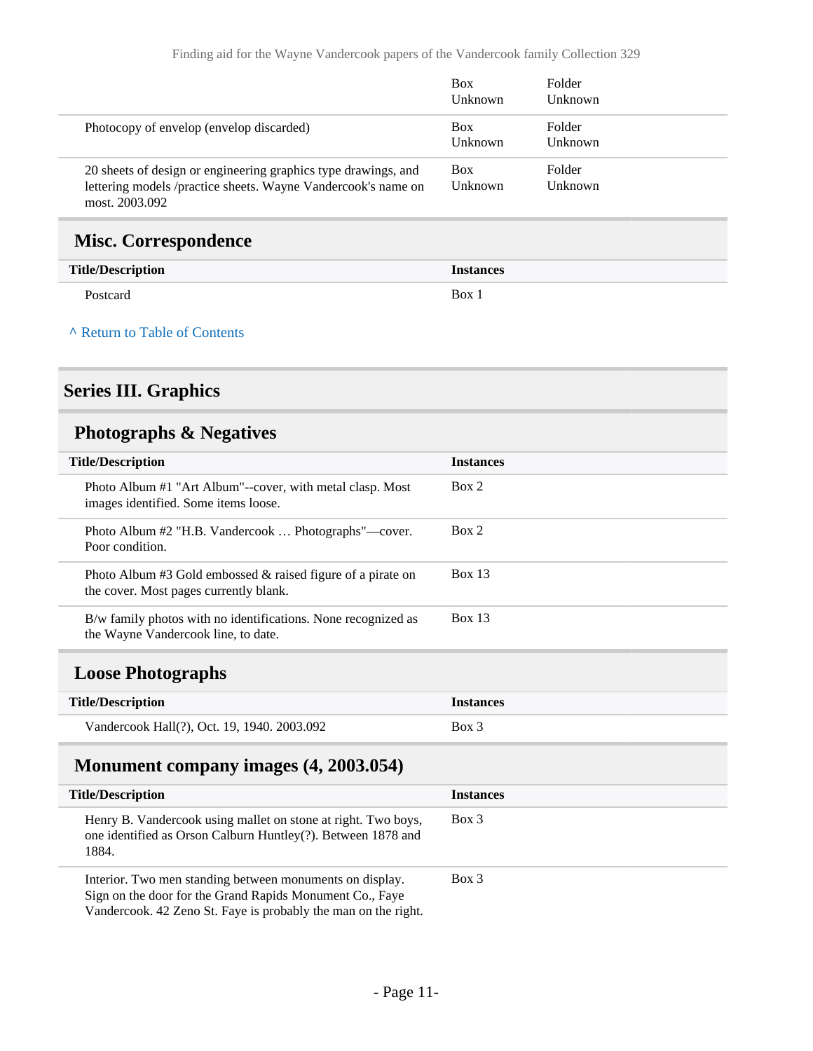| | | |
|---|---|---|
| | Box Unknown | Folder Unknown |
| Photocopy of envelop (envelop discarded) | Box Unknown | Folder Unknown |
| 20 sheets of design or engineering graphics type drawings, and lettering models /practice sheets. Wayne Vandercook's name on most. 2003.092 | Box Unknown | Folder Unknown |

### Misc. Correspondence

| Title/Description | Instances |
|---|---|
| Postcard | Box 1 |

^ Return to Table of Contents

## Series III. Graphics

### Photographs & Negatives

| Title/Description | Instances |
|---|---|
| Photo Album #1 "Art Album"--cover, with metal clasp. Most images identified. Some items loose. | Box 2 |
| Photo Album #2 "H.B. Vandercook … Photographs"—cover. Poor condition. | Box 2 |
| Photo Album #3 Gold embossed & raised figure of a pirate on the cover. Most pages currently blank. | Box 13 |
| B/w family photos with no identifications. None recognized as the Wayne Vandercook line, to date. | Box 13 |

### Loose Photographs

| Title/Description | Instances |
|---|---|
| Vandercook Hall(?), Oct. 19, 1940. 2003.092 | Box 3 |

### Monument company images (4, 2003.054)

| Title/Description | Instances |
|---|---|
| Henry B. Vandercook using mallet on stone at right. Two boys, one identified as Orson Calburn Huntley(?). Between 1878 and 1884. | Box 3 |
| Interior. Two men standing between monuments on display. Sign on the door for the Grand Rapids Monument Co., Faye Vandercook. 42 Zeno St. Faye is probably the man on the right. | Box 3 |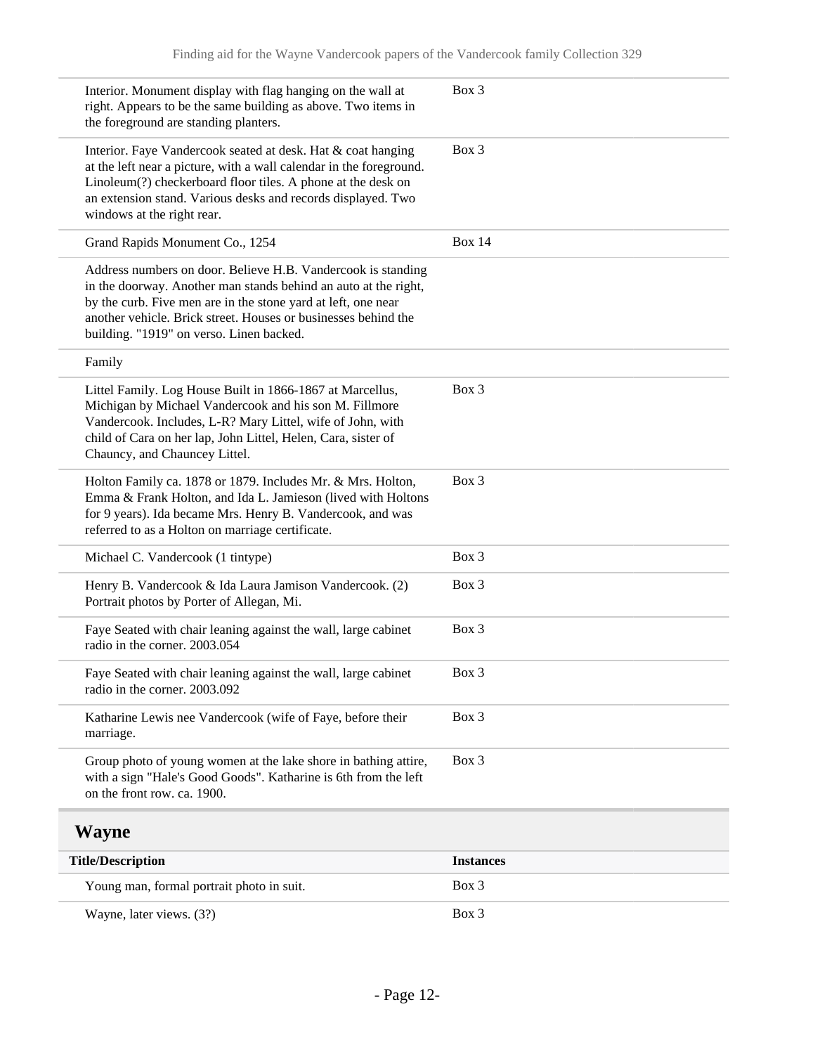| | |
|---|---|
| Interior. Monument display with flag hanging on the wall at right. Appears to be the same building as above. Two items in the foreground are standing planters. | Box 3 |
| Interior. Faye Vandercook seated at desk. Hat & coat hanging at the left near a picture, with a wall calendar in the foreground. Linoleum(?) checkerboard floor tiles. A phone at the desk on an extension stand. Various desks and records displayed. Two windows at the right rear. | Box 3 |
| Grand Rapids Monument Co., 1254 | Box 14 |
| Address numbers on door. Believe H.B. Vandercook is standing in the doorway. Another man stands behind an auto at the right, by the curb. Five men are in the stone yard at left, one near another vehicle. Brick street. Houses or businesses behind the building. "1919" on verso. Linen backed. | |
| Family | |
| Littel Family. Log House Built in 1866-1867 at Marcellus, Michigan by Michael Vandercook and his son M. Fillmore Vandercook. Includes, L-R? Mary Littel, wife of John, with child of Cara on her lap, John Littel, Helen, Cara, sister of Chauncy, and Chauncey Littel. | Box 3 |
| Holton Family ca. 1878 or 1879. Includes Mr. & Mrs. Holton, Emma & Frank Holton, and Ida L. Jamieson (lived with Holtons for 9 years). Ida became Mrs. Henry B. Vandercook, and was referred to as a Holton on marriage certificate. | Box 3 |
| Michael C. Vandercook (1 tintype) | Box 3 |
| Henry B. Vandercook & Ida Laura Jamison Vandercook. (2) Portrait photos by Porter of Allegan, Mi. | Box 3 |
| Faye Seated with chair leaning against the wall, large cabinet radio in the corner. 2003.054 | Box 3 |
| Faye Seated with chair leaning against the wall, large cabinet radio in the corner. 2003.092 | Box 3 |
| Katharine Lewis nee Vandercook (wife of Faye, before their marriage. | Box 3 |
| Group photo of young women at the lake shore in bathing attire, with a sign "Hale's Good Goods". Katharine is 6th from the left on the front row. ca. 1900. | Box 3 |

## Wayne

| Title/Description | Instances |
|---|---|
| Young man, formal portrait photo in suit. | Box 3 |
| Wayne, later views. (3?) | Box 3 |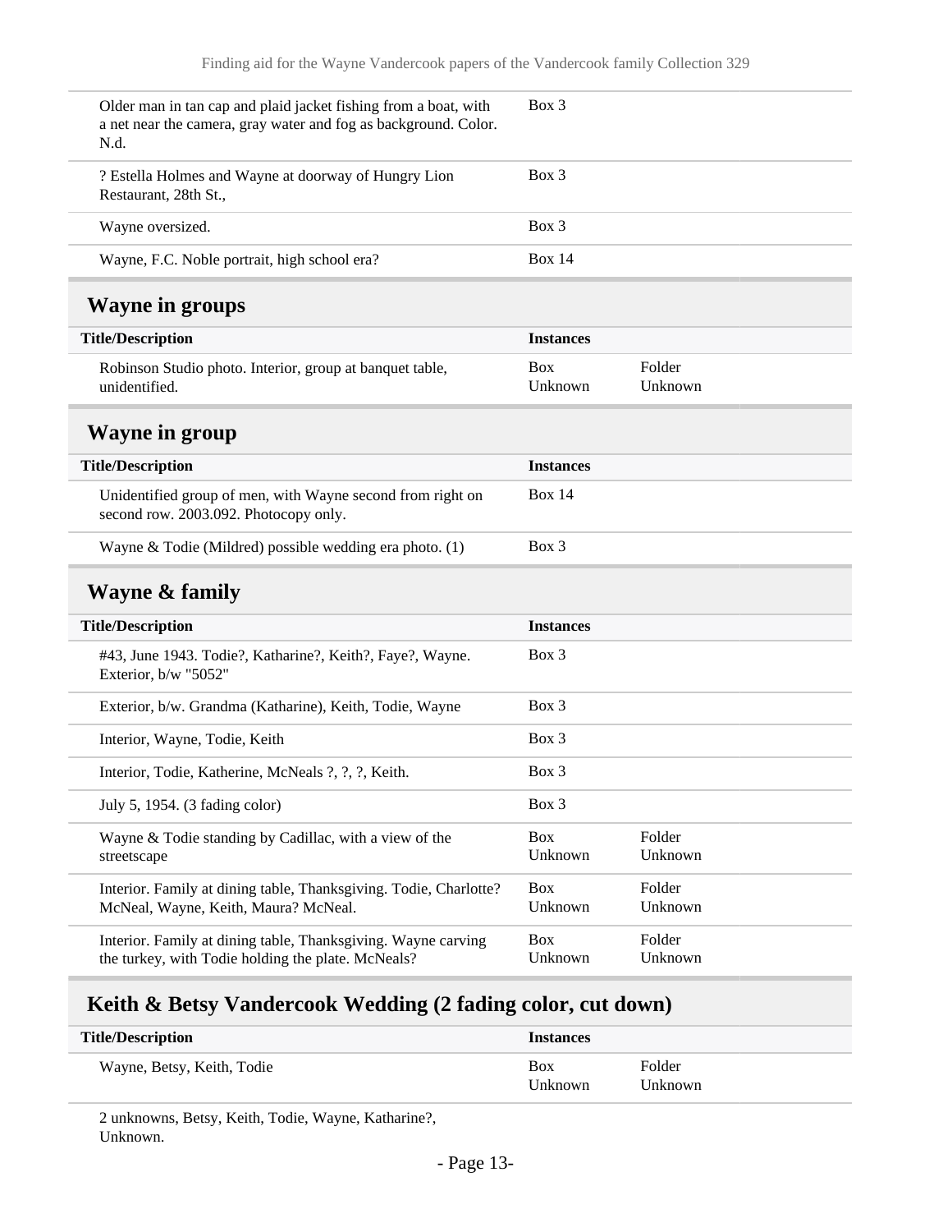| | |
|---|---|
| Older man in tan cap and plaid jacket fishing from a boat, with a net near the camera, gray water and fog as background. Color. N.d. | Box 3 |
| ? Estella Holmes and Wayne at doorway of Hungry Lion Restaurant, 28th St., | Box 3 |
| Wayne oversized. | Box 3 |
| Wayne, F.C. Noble portrait, high school era? | Box 14 |

## Wayne in groups

| Title/Description | Instances | |
|---|---|---|
| Robinson Studio photo. Interior, group at banquet table, unidentified. | Box Unknown | Folder Unknown |

## Wayne in group

| Title/Description | Instances |
|---|---|
| Unidentified group of men, with Wayne second from right on second row. 2003.092. Photocopy only. | Box 14 |
| Wayne & Todie (Mildred) possible wedding era photo. (1) | Box 3 |

## Wayne & family

| Title/Description | Instances | |
|---|---|---|
| #43, June 1943. Todie?, Katharine?, Keith?, Faye?, Wayne. Exterior, b/w "5052" | Box 3 | |
| Exterior, b/w. Grandma (Katharine), Keith, Todie, Wayne | Box 3 | |
| Interior, Wayne, Todie, Keith | Box 3 | |
| Interior, Todie, Katherine, McNeals ?, ?, ?, Keith. | Box 3 | |
| July 5, 1954. (3 fading color) | Box 3 | |
| Wayne & Todie standing by Cadillac, with a view of the streetscape | Box Unknown | Folder Unknown |
| Interior. Family at dining table, Thanksgiving. Todie, Charlotte? McNeal, Wayne, Keith, Maura? McNeal. | Box Unknown | Folder Unknown |
| Interior. Family at dining table, Thanksgiving. Wayne carving the turkey, with Todie holding the plate. McNeals? | Box Unknown | Folder Unknown |

## Keith & Betsy Vandercook Wedding (2 fading color, cut down)

| Title/Description | Instances | |
|---|---|---|
| Wayne, Betsy, Keith, Todie | Box Unknown | Folder Unknown |
| 2 unknowns, Betsy, Keith, Todie, Wayne, Katharine?, Unknown. | | |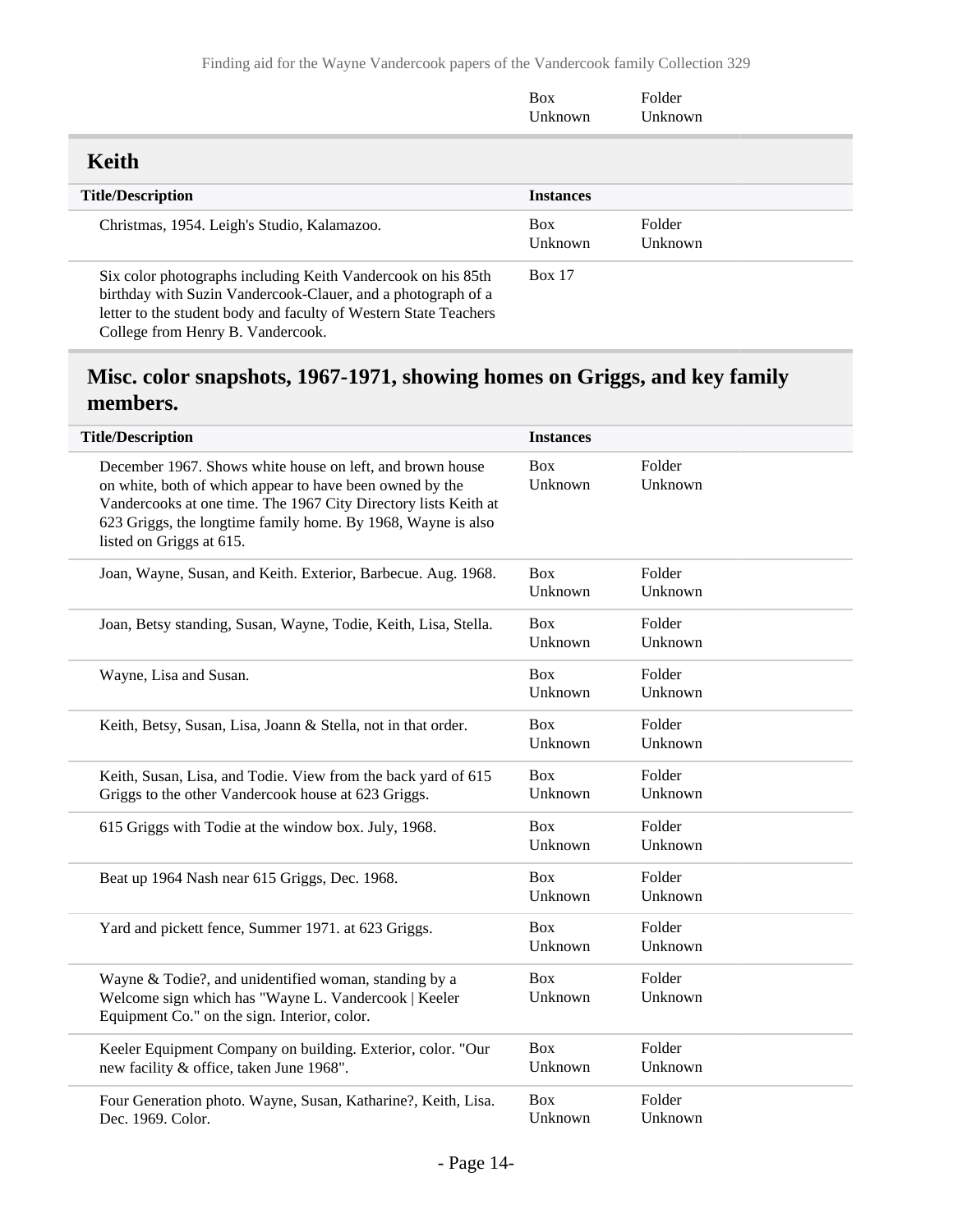| | Box | Folder |
|---|---|---|
| | Unknown | Unknown |

## Keith

| Title/Description | Instances | |
|---|---|---|
| Christmas, 1954. Leigh's Studio, Kalamazoo. | Box Unknown | Folder Unknown |
| Six color photographs including Keith Vandercook on his 85th birthday with Suzin Vandercook-Clauer, and a photograph of a letter to the student body and faculty of Western State Teachers College from Henry B. Vandercook. | Box 17 | |

## Misc. color snapshots, 1967-1971, showing homes on Griggs, and key family members.

| Title/Description | Instances | |
|---|---|---|
| December 1967. Shows white house on left, and brown house on white, both of which appear to have been owned by the Vandercooks at one time. The 1967 City Directory lists Keith at 623 Griggs, the longtime family home. By 1968, Wayne is also listed on Griggs at 615. | Box Unknown | Folder Unknown |
| Joan, Wayne, Susan, and Keith. Exterior, Barbecue. Aug. 1968. | Box Unknown | Folder Unknown |
| Joan, Betsy standing, Susan, Wayne, Todie, Keith, Lisa, Stella. | Box Unknown | Folder Unknown |
| Wayne, Lisa and Susan. | Box Unknown | Folder Unknown |
| Keith, Betsy, Susan, Lisa, Joann & Stella, not in that order. | Box Unknown | Folder Unknown |
| Keith, Susan, Lisa, and Todie. View from the back yard of 615 Griggs to the other Vandercook house at 623 Griggs. | Box Unknown | Folder Unknown |
| 615 Griggs with Todie at the window box. July, 1968. | Box Unknown | Folder Unknown |
| Beat up 1964 Nash near 615 Griggs, Dec. 1968. | Box Unknown | Folder Unknown |
| Yard and pickett fence, Summer 1971. at 623 Griggs. | Box Unknown | Folder Unknown |
| Wayne & Todie?, and unidentified woman, standing by a Welcome sign which has "Wayne L. Vandercook \| Keeler Equipment Co." on the sign. Interior, color. | Box Unknown | Folder Unknown |
| Keeler Equipment Company on building. Exterior, color. "Our new facility & office, taken June 1968". | Box Unknown | Folder Unknown |
| Four Generation photo. Wayne, Susan, Katharine?, Keith, Lisa. Dec. 1969. Color. | Box Unknown | Folder Unknown |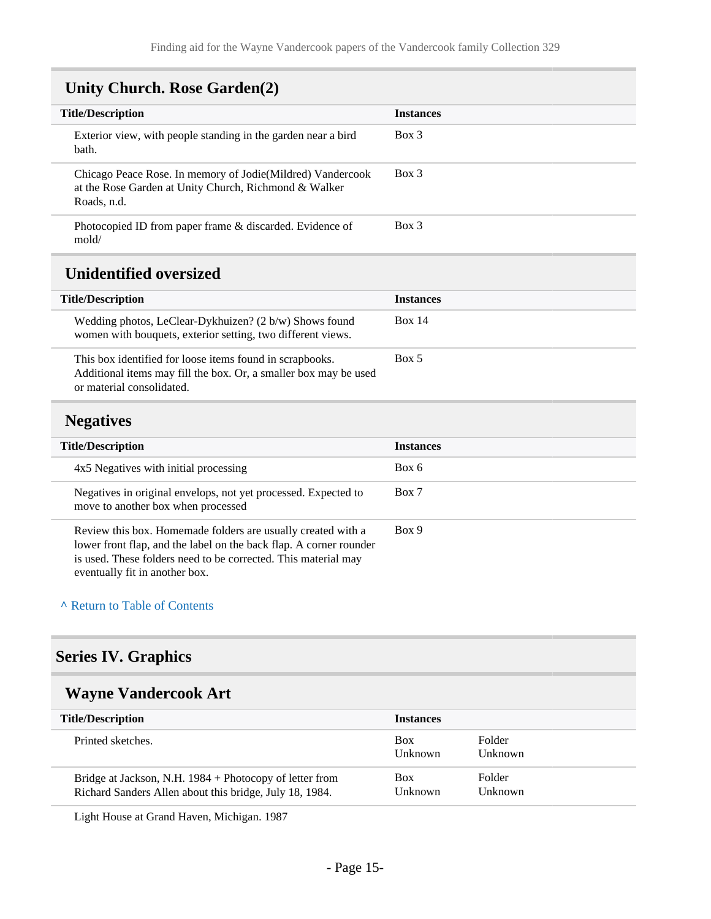### Unity Church. Rose Garden(2)

| Title/Description | Instances |
| --- | --- |
| Exterior view, with people standing in the garden near a bird bath. | Box 3 |
| Chicago Peace Rose. In memory of Jodie(Mildred) Vandercook at the Rose Garden at Unity Church, Richmond & Walker Roads, n.d. | Box 3 |
| Photocopied ID from paper frame & discarded. Evidence of mold/ | Box 3 |

### Unidentified oversized

| Title/Description | Instances |
| --- | --- |
| Wedding photos, LeClear-Dykhuizen? (2 b/w) Shows found women with bouquets, exterior setting, two different views. | Box 14 |
| This box identified for loose items found in scrapbooks. Additional items may fill the box. Or, a smaller box may be used or material consolidated. | Box 5 |

### Negatives

| Title/Description | Instances |
| --- | --- |
| 4x5 Negatives with initial processing | Box 6 |
| Negatives in original envelops, not yet processed. Expected to move to another box when processed | Box 7 |
| Review this box. Homemade folders are usually created with a lower front flap, and the label on the back flap. A corner rounder is used. These folders need to be corrected. This material may eventually fit in another box. | Box 9 |

^ Return to Table of Contents

## Series IV. Graphics

### Wayne Vandercook Art

| Title/Description | Instances | |
| --- | --- | --- |
| Printed sketches. | Box Unknown | Folder Unknown |
| Bridge at Jackson, N.H. 1984 + Photocopy of letter from Richard Sanders Allen about this bridge, July 18, 1984. | Box Unknown | Folder Unknown |
| Light House at Grand Haven, Michigan. 1987 | | |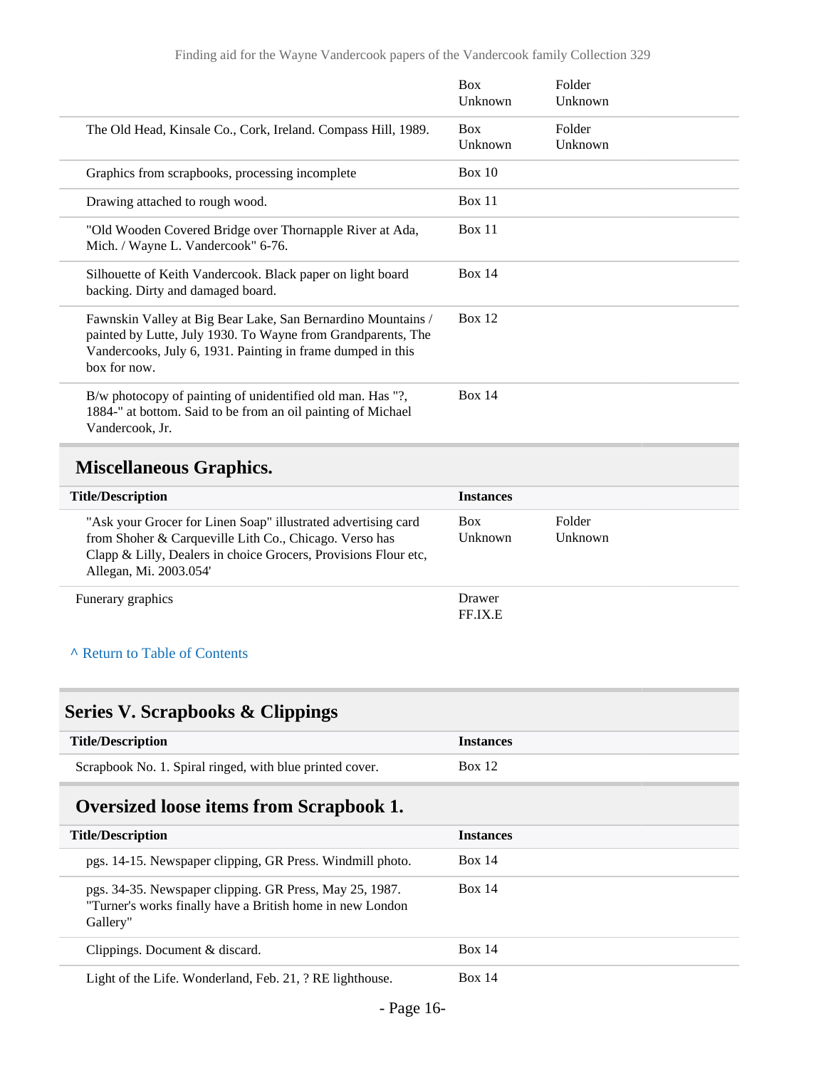| | | |
|---|---|---|
| | Box Unknown | Folder Unknown |
| The Old Head, Kinsale Co., Cork, Ireland. Compass Hill, 1989. | Box Unknown | Folder Unknown |
| Graphics from scrapbooks, processing incomplete | Box 10 | |
| Drawing attached to rough wood. | Box 11 | |
| "Old Wooden Covered Bridge over Thornapple River at Ada, Mich. / Wayne L. Vandercook" 6-76. | Box 11 | |
| Silhouette of Keith Vandercook. Black paper on light board backing. Dirty and damaged board. | Box 14 | |
| Fawnskin Valley at Big Bear Lake, San Bernardino Mountains / painted by Lutte, July 1930. To Wayne from Grandparents, The Vandercooks, July 6, 1931. Painting in frame dumped in this box for now. | Box 12 | |
| B/w photocopy of painting of unidentified old man. Has "?, 1884-" at bottom. Said to be from an oil painting of Michael Vandercook, Jr. | Box 14 | |

### Miscellaneous Graphics.

| Title/Description | Instances | |
|---|---|---|
| "Ask your Grocer for Linen Soap" illustrated advertising card from Shoher & Carqueville Lith Co., Chicago. Verso has Clapp & Lilly, Dealers in choice Grocers, Provisions Flour etc, Allegan, Mi. 2003.054' | Box Unknown | Folder Unknown |
| Funerary graphics | Drawer FF.IX.E | |

^ Return to Table of Contents

## Series V. Scrapbooks & Clippings

| Title/Description | Instances |
|---|---|
| Scrapbook No. 1. Spiral ringed, with blue printed cover. | Box 12 |

### Oversized loose items from Scrapbook 1.

| Title/Description | Instances |
|---|---|
| pgs. 14-15. Newspaper clipping, GR Press. Windmill photo. | Box 14 |
| pgs. 34-35. Newspaper clipping. GR Press, May 25, 1987. "Turner's works finally have a British home in new London Gallery" | Box 14 |
| Clippings. Document & discard. | Box 14 |
| Light of the Life. Wonderland, Feb. 21, ? RE lighthouse. | Box 14 |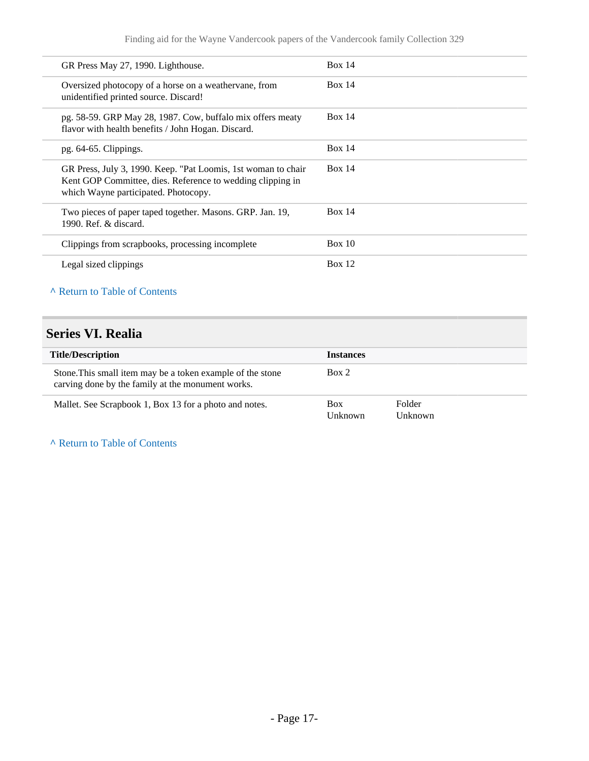| | |
|---|---|
| GR Press May 27, 1990. Lighthouse. | Box 14 |
| Oversized photocopy of a horse on a weathervane, from unidentified printed source. Discard! | Box 14 |
| pg. 58-59. GRP May 28, 1987. Cow, buffalo mix offers meaty flavor with health benefits / John Hogan. Discard. | Box 14 |
| pg. 64-65. Clippings. | Box 14 |
| GR Press, July 3, 1990. Keep. "Pat Loomis, 1st woman to chair Kent GOP Committee, dies. Reference to wedding clipping in which Wayne participated. Photocopy. | Box 14 |
| Two pieces of paper taped together. Masons. GRP. Jan. 19, 1990. Ref. & discard. | Box 14 |
| Clippings from scrapbooks, processing incomplete | Box 10 |
| Legal sized clippings | Box 12 |

^ Return to Table of Contents

## Series VI. Realia

| Title/Description | Instances | |
|---|---|---|
| Stone.This small item may be a token example of the stone carving done by the family at the monument works. | Box 2 | |
| Mallet. See Scrapbook 1, Box 13 for a photo and notes. | Box Unknown | Folder Unknown |

^ Return to Table of Contents